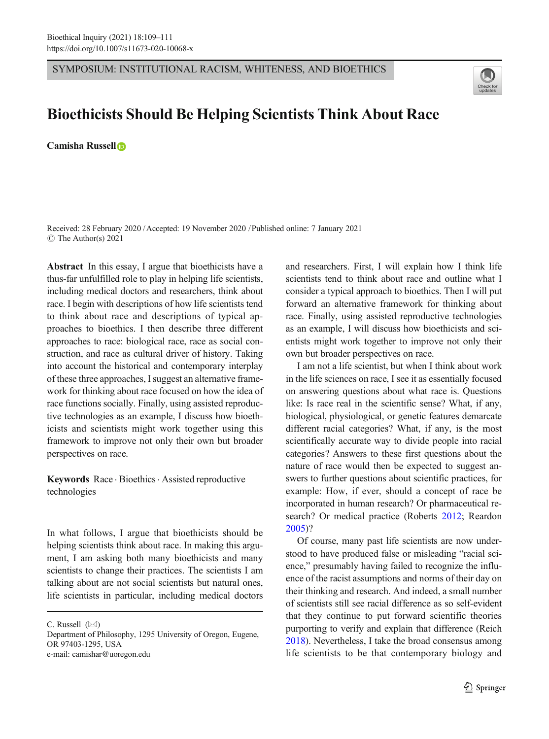SYMPOSIUM: INSTITUTIONAL RACISM, WHITENESS, AND BIOETHICS

# Bioethicists Should Be Helping Scientists Think About Race

**Camisha Russell**

Received: 28 February 2020 / Accepted: 19 November 2020 / Published online: 7 January 2021
© The Author(s) 2021

**Abstract** In this essay, I argue that bioethicists have a thus-far unfulfilled role to play in helping life scientists, including medical doctors and researchers, think about race. I begin with descriptions of how life scientists tend to think about race and descriptions of typical approaches to bioethics. I then describe three different approaches to race: biological race, race as social construction, and race as cultural driver of history. Taking into account the historical and contemporary interplay of these three approaches, I suggest an alternative framework for thinking about race focused on how the idea of race functions socially. Finally, using assisted reproductive technologies as an example, I discuss how bioethicists and scientists might work together using this framework to improve not only their own but broader perspectives on race.

**Keywords** Race · Bioethics · Assisted reproductive technologies

In what follows, I argue that bioethicists should be helping scientists think about race. In making this argument, I am asking both many bioethicists and many scientists to change their practices. The scientists I am talking about are not social scientists but natural ones, life scientists in particular, including medical doctors and researchers. First, I will explain how I think life scientists tend to think about race and outline what I consider a typical approach to bioethics. Then I will put forward an alternative framework for thinking about race. Finally, using assisted reproductive technologies as an example, I will discuss how bioethicists and scientists might work together to improve not only their own but broader perspectives on race.

I am not a life scientist, but when I think about work in the life sciences on race, I see it as essentially focused on answering questions about what race is. Questions like: Is race real in the scientific sense? What, if any, biological, physiological, or genetic features demarcate different racial categories? What, if any, is the most scientifically accurate way to divide people into racial categories? Answers to these first questions about the nature of race would then be expected to suggest answers to further questions about scientific practices, for example: How, if ever, should a concept of race be incorporated in human research? Or pharmaceutical research? Or medical practice (Roberts 2012; Reardon 2005)?

Of course, many past life scientists are now understood to have produced false or misleading "racial science," presumably having failed to recognize the influence of the racist assumptions and norms of their day on their thinking and research. And indeed, a small number of scientists still see racial difference as so self-evident that they continue to put forward scientific theories purporting to verify and explain that difference (Reich 2018). Nevertheless, I take the broad consensus among life scientists to be that contemporary biology and

---

C. Russell (✉)
Department of Philosophy, 1295 University of Oregon, Eugene, OR 97403-1295, USA
e-mail: camishar@uoregon.edu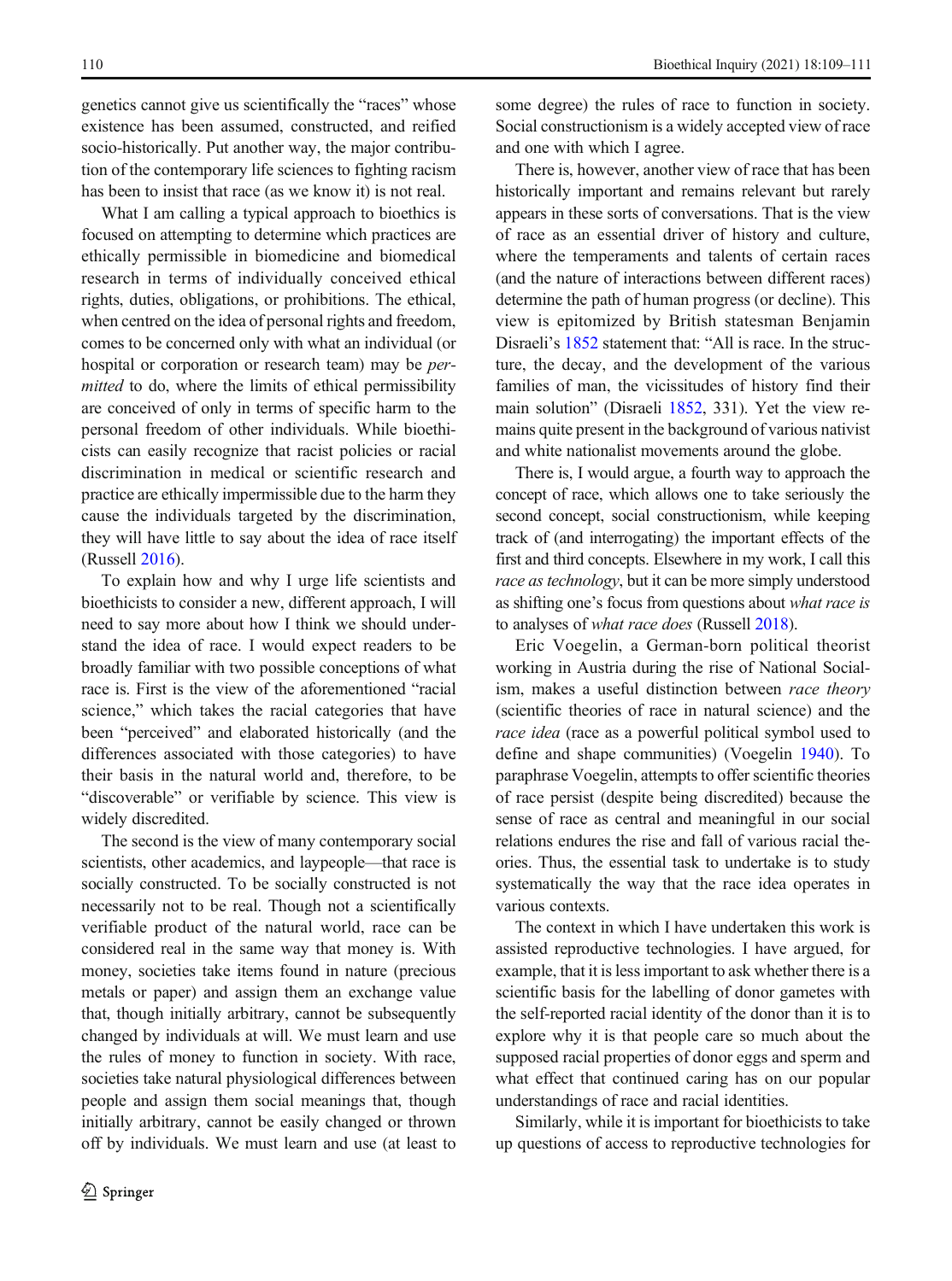genetics cannot give us scientifically the "races" whose existence has been assumed, constructed, and reified socio-historically. Put another way, the major contribution of the contemporary life sciences to fighting racism has been to insist that race (as we know it) is not real.

What I am calling a typical approach to bioethics is focused on attempting to determine which practices are ethically permissible in biomedicine and biomedical research in terms of individually conceived ethical rights, duties, obligations, or prohibitions. The ethical, when centred on the idea of personal rights and freedom, comes to be concerned only with what an individual (or hospital or corporation or research team) may be *permitted* to do, where the limits of ethical permissibility are conceived of only in terms of specific harm to the personal freedom of other individuals. While bioethicists can easily recognize that racist policies or racial discrimination in medical or scientific research and practice are ethically impermissible due to the harm they cause the individuals targeted by the discrimination, they will have little to say about the idea of race itself (Russell 2016).

To explain how and why I urge life scientists and bioethicists to consider a new, different approach, I will need to say more about how I think we should understand the idea of race. I would expect readers to be broadly familiar with two possible conceptions of what race is. First is the view of the aforementioned "racial science," which takes the racial categories that have been "perceived" and elaborated historically (and the differences associated with those categories) to have their basis in the natural world and, therefore, to be "discoverable" or verifiable by science. This view is widely discredited.

The second is the view of many contemporary social scientists, other academics, and laypeople—that race is socially constructed. To be socially constructed is not necessarily not to be real. Though not a scientifically verifiable product of the natural world, race can be considered real in the same way that money is. With money, societies take items found in nature (precious metals or paper) and assign them an exchange value that, though initially arbitrary, cannot be subsequently changed by individuals at will. We must learn and use the rules of money to function in society. With race, societies take natural physiological differences between people and assign them social meanings that, though initially arbitrary, cannot be easily changed or thrown off by individuals. We must learn and use (at least to some degree) the rules of race to function in society. Social constructionism is a widely accepted view of race and one with which I agree.

There is, however, another view of race that has been historically important and remains relevant but rarely appears in these sorts of conversations. That is the view of race as an essential driver of history and culture, where the temperaments and talents of certain races (and the nature of interactions between different races) determine the path of human progress (or decline). This view is epitomized by British statesman Benjamin Disraeli's 1852 statement that: "All is race. In the structure, the decay, and the development of the various families of man, the vicissitudes of history find their main solution" (Disraeli 1852, 331). Yet the view remains quite present in the background of various nativist and white nationalist movements around the globe.

There is, I would argue, a fourth way to approach the concept of race, which allows one to take seriously the second concept, social constructionism, while keeping track of (and interrogating) the important effects of the first and third concepts. Elsewhere in my work, I call this *race as technology*, but it can be more simply understood as shifting one's focus from questions about *what race is* to analyses of *what race does* (Russell 2018).

Eric Voegelin, a German-born political theorist working in Austria during the rise of National Socialism, makes a useful distinction between *race theory* (scientific theories of race in natural science) and the *race idea* (race as a powerful political symbol used to define and shape communities) (Voegelin 1940). To paraphrase Voegelin, attempts to offer scientific theories of race persist (despite being discredited) because the sense of race as central and meaningful in our social relations endures the rise and fall of various racial theories. Thus, the essential task to undertake is to study systematically the way that the race idea operates in various contexts.

The context in which I have undertaken this work is assisted reproductive technologies. I have argued, for example, that it is less important to ask whether there is a scientific basis for the labelling of donor gametes with the self-reported racial identity of the donor than it is to explore why it is that people care so much about the supposed racial properties of donor eggs and sperm and what effect that continued caring has on our popular understandings of race and racial identities.

Similarly, while it is important for bioethicists to take up questions of access to reproductive technologies for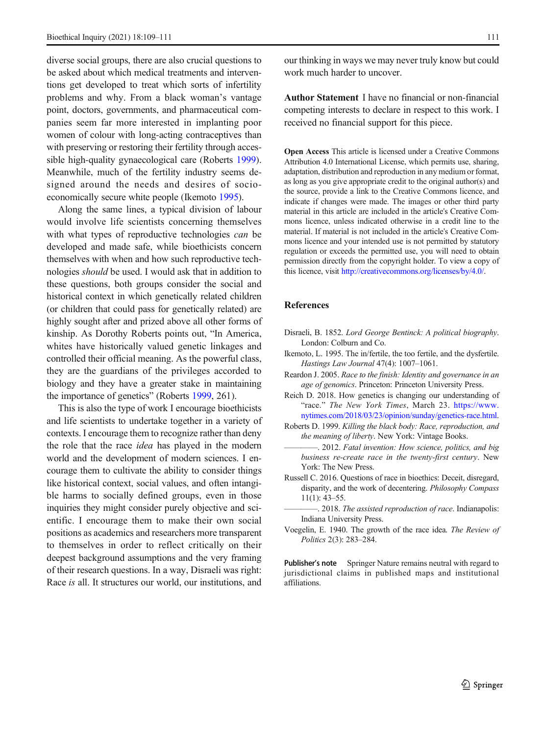diverse social groups, there are also crucial questions to be asked about which medical treatments and interventions get developed to treat which sorts of infertility problems and why. From a black woman's vantage point, doctors, governments, and pharmaceutical companies seem far more interested in implanting poor women of colour with long-acting contraceptives than with preserving or restoring their fertility through accessible high-quality gynaecological care (Roberts 1999). Meanwhile, much of the fertility industry seems designed around the needs and desires of socio-economically secure white people (Ikemoto 1995).

Along the same lines, a typical division of labour would involve life scientists concerning themselves with what types of reproductive technologies *can* be developed and made safe, while bioethicists concern themselves with when and how such reproductive technologies *should* be used. I would ask that in addition to these questions, both groups consider the social and historical context in which genetically related children (or children that could pass for genetically related) are highly sought after and prized above all other forms of kinship. As Dorothy Roberts points out, "In America, whites have historically valued genetic linkages and controlled their official meaning. As the powerful class, they are the guardians of the privileges accorded to biology and they have a greater stake in maintaining the importance of genetics" (Roberts 1999, 261).

This is also the type of work I encourage bioethicists and life scientists to undertake together in a variety of contexts. I encourage them to recognize rather than deny the role that the race *idea* has played in the modern world and the development of modern sciences. I encourage them to cultivate the ability to consider things like historical context, social values, and often intangible harms to socially defined groups, even in those inquiries they might consider purely objective and scientific. I encourage them to make their own social positions as academics and researchers more transparent to themselves in order to reflect critically on their deepest background assumptions and the very framing of their research questions. In a way, Disraeli was right: Race *is* all. It structures our world, our institutions, and our thinking in ways we may never truly know but could work much harder to uncover.

**Author Statement** I have no financial or non-financial competing interests to declare in respect to this work. I received no financial support for this piece.

**Open Access** This article is licensed under a Creative Commons Attribution 4.0 International License, which permits use, sharing, adaptation, distribution and reproduction in any medium or format, as long as you give appropriate credit to the original author(s) and the source, provide a link to the Creative Commons licence, and indicate if changes were made. The images or other third party material in this article are included in the article's Creative Commons licence, unless indicated otherwise in a credit line to the material. If material is not included in the article's Creative Commons licence and your intended use is not permitted by statutory regulation or exceeds the permitted use, you will need to obtain permission directly from the copyright holder. To view a copy of this licence, visit http://creativecommons.org/licenses/by/4.0/.

## References

Disraeli, B. 1852. *Lord George Bentinck: A political biography*. London: Colburn and Co.

Ikemoto, L. 1995. The in/fertile, the too fertile, and the dysfertile. *Hastings Law Journal* 47(4): 1007–1061.

Reardon J. 2005. *Race to the finish: Identity and governance in an age of genomics*. Princeton: Princeton University Press.

Reich D. 2018. How genetics is changing our understanding of "race." *The New York Times*, March 23. https://www.nytimes.com/2018/03/23/opinion/sunday/genetics-race.html.

Roberts D. 1999. *Killing the black body: Race, reproduction, and the meaning of liberty*. New York: Vintage Books.

———. 2012. *Fatal invention: How science, politics, and big business re-create race in the twenty-first century*. New York: The New Press.

Russell C. 2016. Questions of race in bioethics: Deceit, disregard, disparity, and the work of decentering. *Philosophy Compass* 11(1): 43–55.

———. 2018. *The assisted reproduction of race*. Indianapolis: Indiana University Press.

Voegelin, E. 1940. The growth of the race idea. *The Review of Politics* 2(3): 283–284.

**Publisher's note** Springer Nature remains neutral with regard to jurisdictional claims in published maps and institutional affiliations.